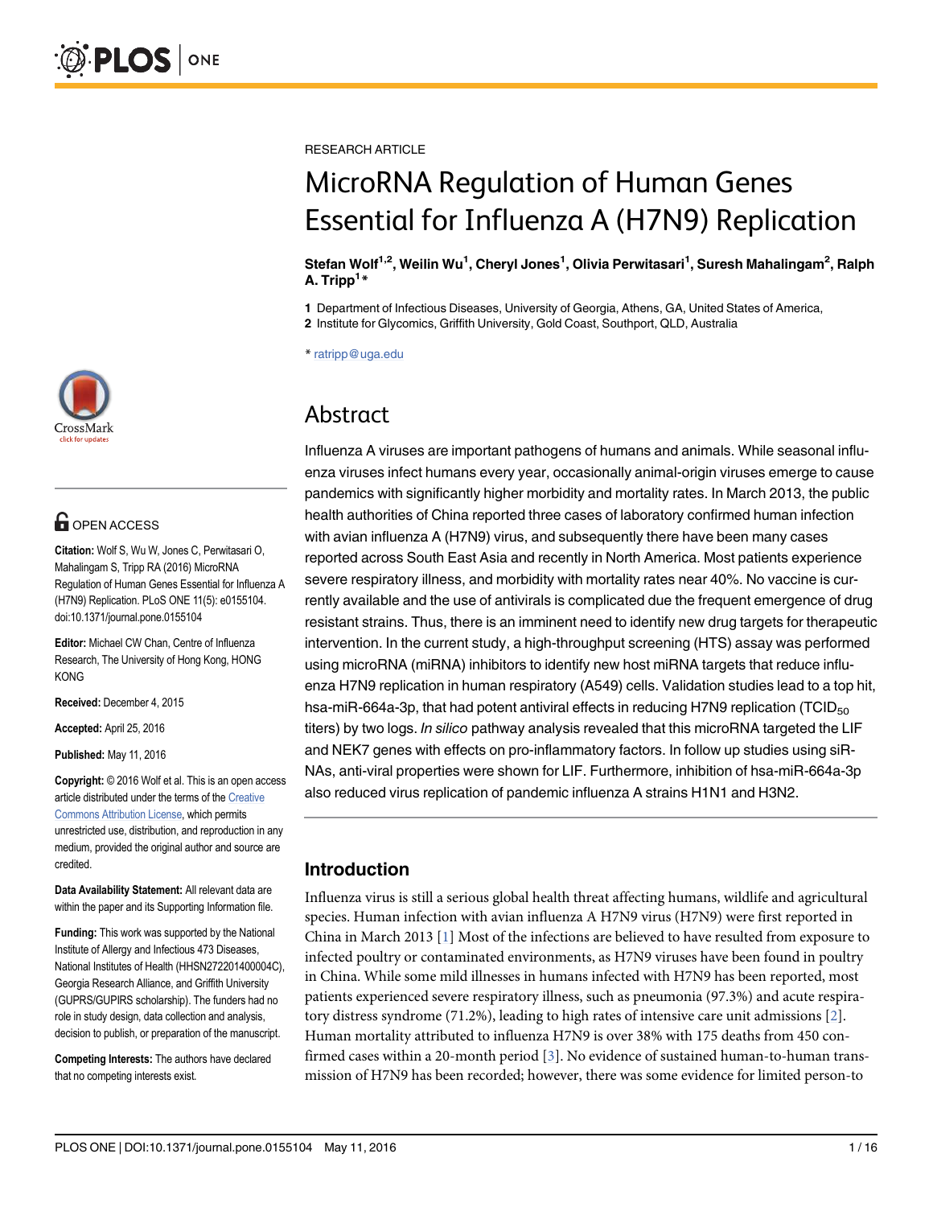RESEARCH ARTICLE

# MicroRNA Regulation of Human Genes Essential for Influenza A (H7N9) Replication

**Stefan Wolf[1,2], Weilin Wu[1], Cheryl Jones[1], Olivia Perwitasari[1], Suresh Mahalingam[2], Ralph A. Tripp[1]***

**1** Department of Infectious Diseases, University of Georgia, Athens, GA, United States of America,
**2** Institute for Glycomics, Griffith University, Gold Coast, Southport, QLD, Australia

* ratripp@uga.edu

OPEN ACCESS

**Citation:** Wolf S, Wu W, Jones C, Perwitasari O, Mahalingam S, Tripp RA (2016) MicroRNA Regulation of Human Genes Essential for Influenza A (H7N9) Replication. PLoS ONE 11(5): e0155104. doi:10.1371/journal.pone.0155104

**Editor:** Michael CW Chan, Centre of Influenza Research, The University of Hong Kong, HONG KONG

**Received:** December 4, 2015

**Accepted:** April 25, 2016

**Published:** May 11, 2016

**Copyright:** © 2016 Wolf et al. This is an open access article distributed under the terms of the Creative Commons Attribution License, which permits unrestricted use, distribution, and reproduction in any medium, provided the original author and source are credited.

**Data Availability Statement:** All relevant data are within the paper and its Supporting Information file.

**Funding:** This work was supported by the National Institute of Allergy and Infectious 473 Diseases, National Institutes of Health (HHSN272201400004C), Georgia Research Alliance, and Griffith University (GUPRS/GUPIRS scholarship). The funders had no role in study design, data collection and analysis, decision to publish, or preparation of the manuscript.

**Competing Interests:** The authors have declared that no competing interests exist.

## Abstract

Influenza A viruses are important pathogens of humans and animals. While seasonal influenza viruses infect humans every year, occasionally animal-origin viruses emerge to cause pandemics with significantly higher morbidity and mortality rates. In March 2013, the public health authorities of China reported three cases of laboratory confirmed human infection with avian influenza A (H7N9) virus, and subsequently there have been many cases reported across South East Asia and recently in North America. Most patients experience severe respiratory illness, and morbidity with mortality rates near 40%. No vaccine is currently available and the use of antivirals is complicated due the frequent emergence of drug resistant strains. Thus, there is an imminent need to identify new drug targets for therapeutic intervention. In the current study, a high-throughput screening (HTS) assay was performed using microRNA (miRNA) inhibitors to identify new host miRNA targets that reduce influenza H7N9 replication in human respiratory (A549) cells. Validation studies lead to a top hit, hsa-miR-664a-3p, that had potent antiviral effects in reducing H7N9 replication ($TCID_{50}$ titers) by two logs. *In silico* pathway analysis revealed that this microRNA targeted the LIF and NEK7 genes with effects on pro-inflammatory factors. In follow up studies using siRNAs, anti-viral properties were shown for LIF. Furthermore, inhibition of hsa-miR-664a-3p also reduced virus replication of pandemic influenza A strains H1N1 and H3N2.

## Introduction

Influenza virus is still a serious global health threat affecting humans, wildlife and agricultural species. Human infection with avian influenza A H7N9 virus (H7N9) were first reported in China in March 2013 [1] Most of the infections are believed to have resulted from exposure to infected poultry or contaminated environments, as H7N9 viruses have been found in poultry in China. While some mild illnesses in humans infected with H7N9 has been reported, most patients experienced severe respiratory illness, such as pneumonia (97.3%) and acute respiratory distress syndrome (71.2%), leading to high rates of intensive care unit admissions [2]. Human mortality attributed to influenza H7N9 is over 38% with 175 deaths from 450 confirmed cases within a 20-month period [3]. No evidence of sustained human-to-human transmission of H7N9 has been recorded; however, there was some evidence for limited person-to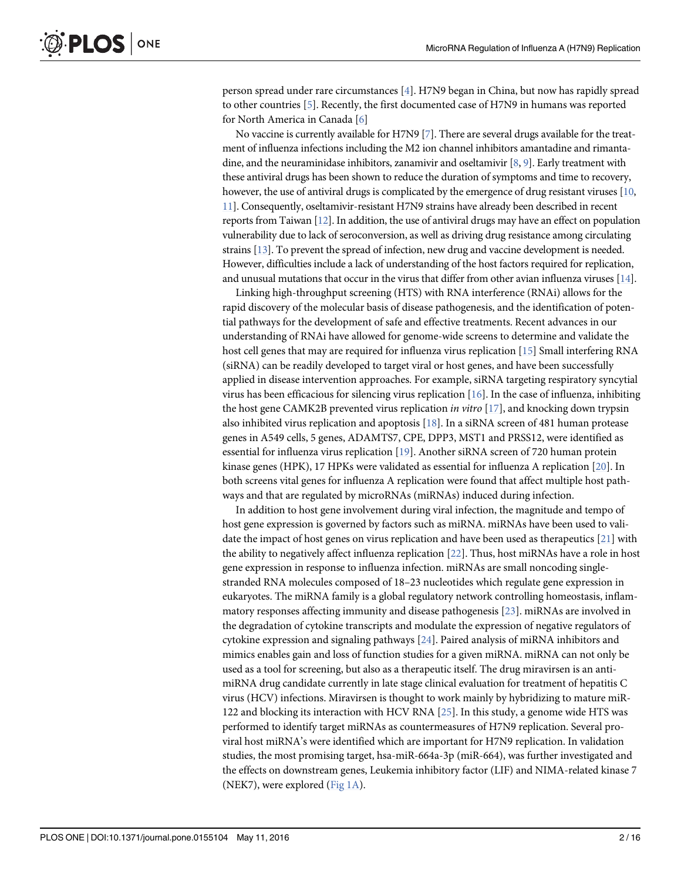person spread under rare circumstances [4]. H7N9 began in China, but now has rapidly spread to other countries [5]. Recently, the first documented case of H7N9 in humans was reported for North America in Canada [6]

No vaccine is currently available for H7N9 [7]. There are several drugs available for the treatment of influenza infections including the M2 ion channel inhibitors amantadine and rimantadine, and the neuraminidase inhibitors, zanamivir and oseltamivir [8, 9]. Early treatment with these antiviral drugs has been shown to reduce the duration of symptoms and time to recovery, however, the use of antiviral drugs is complicated by the emergence of drug resistant viruses [10, 11]. Consequently, oseltamivir-resistant H7N9 strains have already been described in recent reports from Taiwan [12]. In addition, the use of antiviral drugs may have an effect on population vulnerability due to lack of seroconversion, as well as driving drug resistance among circulating strains [13]. To prevent the spread of infection, new drug and vaccine development is needed. However, difficulties include a lack of understanding of the host factors required for replication, and unusual mutations that occur in the virus that differ from other avian influenza viruses [14].

Linking high-throughput screening (HTS) with RNA interference (RNAi) allows for the rapid discovery of the molecular basis of disease pathogenesis, and the identification of potential pathways for the development of safe and effective treatments. Recent advances in our understanding of RNAi have allowed for genome-wide screens to determine and validate the host cell genes that may are required for influenza virus replication [15] Small interfering RNA (siRNA) can be readily developed to target viral or host genes, and have been successfully applied in disease intervention approaches. For example, siRNA targeting respiratory syncytial virus has been efficacious for silencing virus replication [16]. In the case of influenza, inhibiting the host gene CAMK2B prevented virus replication *in vitro* [17], and knocking down trypsin also inhibited virus replication and apoptosis [18]. In a siRNA screen of 481 human protease genes in A549 cells, 5 genes, ADAMTS7, CPE, DPP3, MST1 and PRSS12, were identified as essential for influenza virus replication [19]. Another siRNA screen of 720 human protein kinase genes (HPK), 17 HPKs were validated as essential for influenza A replication [20]. In both screens vital genes for influenza A replication were found that affect multiple host pathways and that are regulated by microRNAs (miRNAs) induced during infection.

In addition to host gene involvement during viral infection, the magnitude and tempo of host gene expression is governed by factors such as miRNA. miRNAs have been used to validate the impact of host genes on virus replication and have been used as therapeutics [21] with the ability to negatively affect influenza replication [22]. Thus, host miRNAs have a role in host gene expression in response to influenza infection. miRNAs are small noncoding single-stranded RNA molecules composed of 18–23 nucleotides which regulate gene expression in eukaryotes. The miRNA family is a global regulatory network controlling homeostasis, inflammatory responses affecting immunity and disease pathogenesis [23]. miRNAs are involved in the degradation of cytokine transcripts and modulate the expression of negative regulators of cytokine expression and signaling pathways [24]. Paired analysis of miRNA inhibitors and mimics enables gain and loss of function studies for a given miRNA. miRNA can not only be used as a tool for screening, but also as a therapeutic itself. The drug miravirsen is an anti-miRNA drug candidate currently in late stage clinical evaluation for treatment of hepatitis C virus (HCV) infections. Miravirsen is thought to work mainly by hybridizing to mature miR-122 and blocking its interaction with HCV RNA [25]. In this study, a genome wide HTS was performed to identify target miRNAs as countermeasures of H7N9 replication. Several pro-viral host miRNA's were identified which are important for H7N9 replication. In validation studies, the most promising target, hsa-miR-664a-3p (miR-664), was further investigated and the effects on downstream genes, Leukemia inhibitory factor (LIF) and NIMA-related kinase 7 (NEK7), were explored (Fig 1A).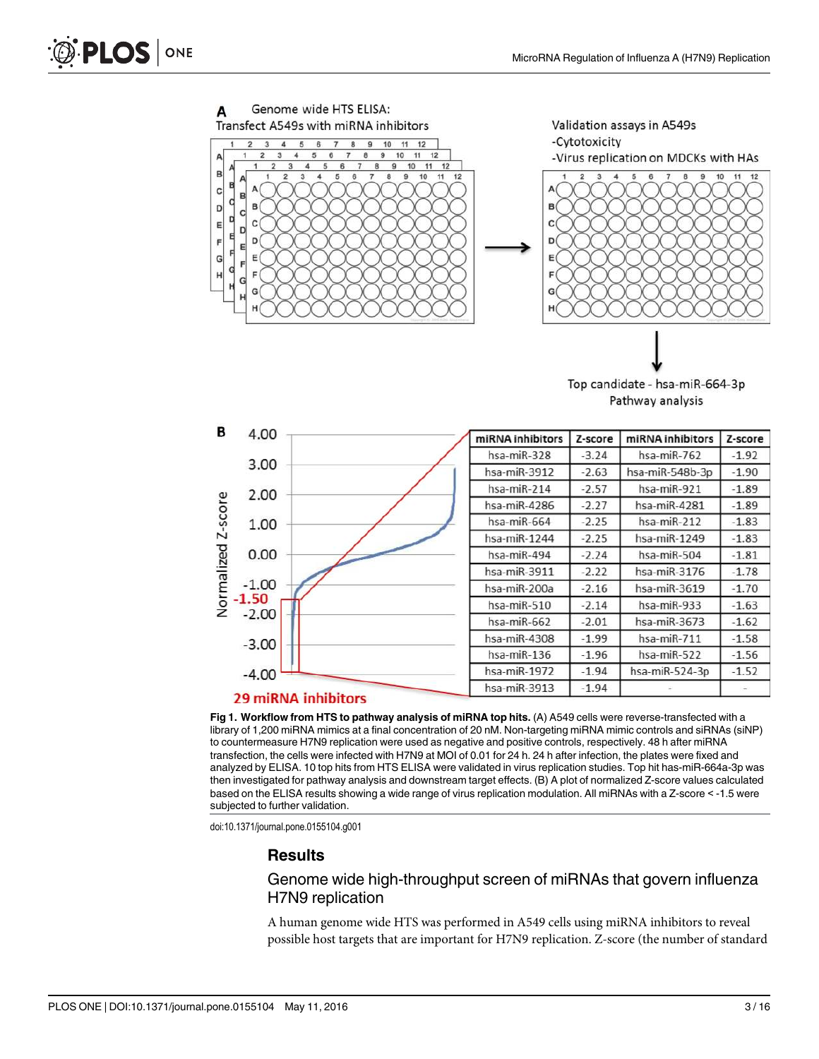**Fig 1. Workflow from HTS to pathway analysis of miRNA top hits.** (A) A549 cells were reverse-transfected with a library of 1,200 miRNA mimics at a final concentration of 20 nM. Non-targeting miRNA mimic controls and siRNAs (siNP) to countermeasure H7N9 replication were used as negative and positive controls, respectively. 48 h after miRNA transfection, the cells were infected with H7N9 at MOI of 0.01 for 24 h. 24 h after infection, the plates were fixed and analyzed by ELISA. 10 top hits from HTS ELISA were validated in virus replication studies. Top hit has-miR-664a-3p was then investigated for pathway analysis and downstream target effects. (B) A plot of normalized Z-score values calculated based on the ELISA results showing a wide range of virus replication modulation. All miRNAs with a Z-score < -1.5 were subjected to further validation.

doi:10.1371/journal.pone.0155104.g001

## Results

### Genome wide high-throughput screen of miRNAs that govern influenza H7N9 replication

A human genome wide HTS was performed in A549 cells using miRNA inhibitors to reveal possible host targets that are important for H7N9 replication. Z-score (the number of standard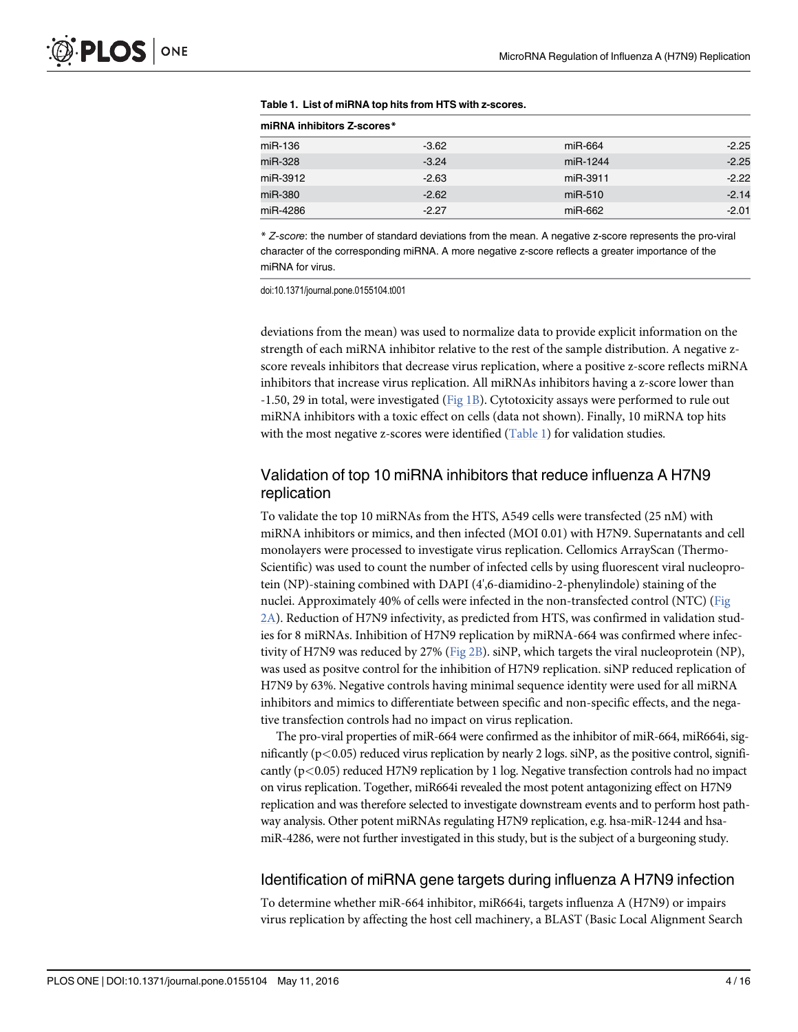**Table 1. List of miRNA top hits from HTS with z-scores.**

| miRNA inhibitors Z-scores* | | | |
|---|---|---|---|
| miR-136 | -3.62 | miR-664 | -2.25 |
| miR-328 | -3.24 | miR-1244 | -2.25 |
| miR-3912 | -2.63 | miR-3911 | -2.22 |
| miR-380 | -2.62 | miR-510 | -2.14 |
| miR-4286 | -2.27 | miR-662 | -2.01 |

* *Z-score*: the number of standard deviations from the mean. A negative z-score represents the pro-viral character of the corresponding miRNA. A more negative z-score reflects a greater importance of the miRNA for virus.

doi:10.1371/journal.pone.0155104.t001

deviations from the mean) was used to normalize data to provide explicit information on the strength of each miRNA inhibitor relative to the rest of the sample distribution. A negative z-score reveals inhibitors that decrease virus replication, where a positive z-score reflects miRNA inhibitors that increase virus replication. All miRNAs inhibitors having a z-score lower than -1.50, 29 in total, were investigated (Fig 1B). Cytotoxicity assays were performed to rule out miRNA inhibitors with a toxic effect on cells (data not shown). Finally, 10 miRNA top hits with the most negative z-scores were identified (Table 1) for validation studies.

## Validation of top 10 miRNA inhibitors that reduce influenza A H7N9 replication

To validate the top 10 miRNAs from the HTS, A549 cells were transfected (25 nM) with miRNA inhibitors or mimics, and then infected (MOI 0.01) with H7N9. Supernatants and cell monolayers were processed to investigate virus replication. Cellomics ArrayScan (Thermo-Scientific) was used to count the number of infected cells by using fluorescent viral nucleoprotein (NP)-staining combined with DAPI (4',6-diamidino-2-phenylindole) staining of the nuclei. Approximately 40% of cells were infected in the non-transfected control (NTC) (Fig 2A). Reduction of H7N9 infectivity, as predicted from HTS, was confirmed in validation studies for 8 miRNAs. Inhibition of H7N9 replication by miRNA-664 was confirmed where infectivity of H7N9 was reduced by 27% (Fig 2B). siNP, which targets the viral nucleoprotein (NP), was used as positve control for the inhibition of H7N9 replication. siNP reduced replication of H7N9 by 63%. Negative controls having minimal sequence identity were used for all miRNA inhibitors and mimics to differentiate between specific and non-specific effects, and the negative transfection controls had no impact on virus replication.

The pro-viral properties of miR-664 were confirmed as the inhibitor of miR-664, miR664i, significantly ($p<0.05$) reduced virus replication by nearly 2 logs. siNP, as the positive control, significantly ($p<0.05$) reduced H7N9 replication by 1 log. Negative transfection controls had no impact on virus replication. Together, miR664i revealed the most potent antagonizing effect on H7N9 replication and was therefore selected to investigate downstream events and to perform host pathway analysis. Other potent miRNAs regulating H7N9 replication, e.g. hsa-miR-1244 and hsa-miR-4286, were not further investigated in this study, but is the subject of a burgeoning study.

## Identification of miRNA gene targets during influenza A H7N9 infection

To determine whether miR-664 inhibitor, miR664i, targets influenza A (H7N9) or impairs virus replication by affecting the host cell machinery, a BLAST (Basic Local Alignment Search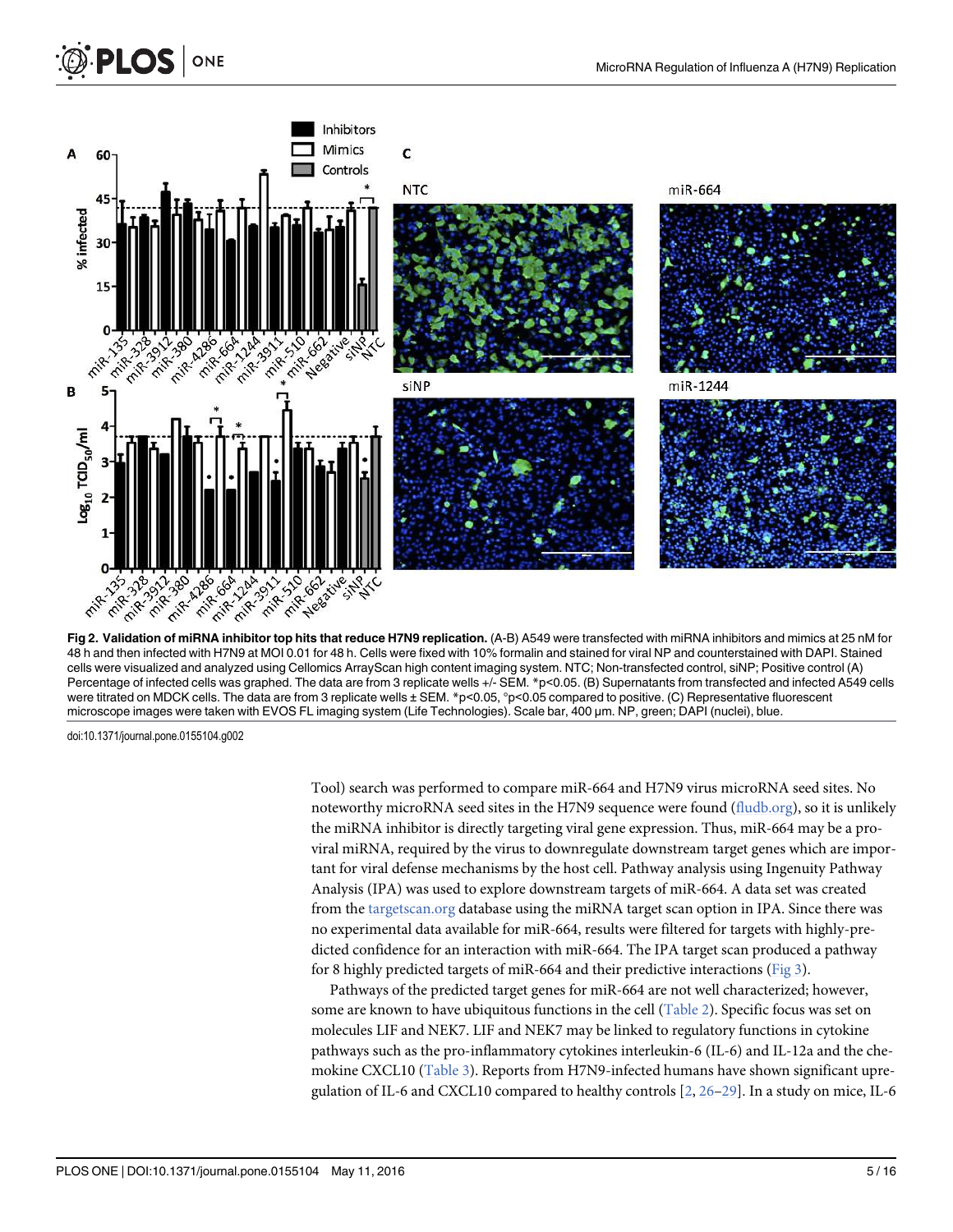Fig 2. Validation of miRNA inhibitor top hits that reduce H7N9 replication. (A-B) A549 were transfected with miRNA inhibitors and mimics at 25 nM for 48 h and then infected with H7N9 at MOI 0.01 for 48 h. Cells were fixed with 10% formalin and stained for viral NP and counterstained with DAPI. Stained cells were visualized and analyzed using Cellomics ArrayScan high content imaging system. NTC; Non-transfected control, siNP; Positive control (A) Percentage of infected cells was graphed. The data are from 3 replicate wells +/- SEM. *p<0.05. (B) Supernatants from transfected and infected A549 cells were titrated on MDCK cells. The data are from 3 replicate wells ± SEM. *p<0.05, °p<0.05 compared to positive. (C) Representative fluorescent microscope images were taken with EVOS FL imaging system (Life Technologies). Scale bar, 400 μm. NP, green; DAPI (nuclei), blue.

doi:10.1371/journal.pone.0155104.g002

Tool) search was performed to compare miR-664 and H7N9 virus microRNA seed sites. No noteworthy microRNA seed sites in the H7N9 sequence were found (fludb.org), so it is unlikely the miRNA inhibitor is directly targeting viral gene expression. Thus, miR-664 may be a proviral miRNA, required by the virus to downregulate downstream target genes which are important for viral defense mechanisms by the host cell. Pathway analysis using Ingenuity Pathway Analysis (IPA) was used to explore downstream targets of miR-664. A data set was created from the targetscan.org database using the miRNA target scan option in IPA. Since there was no experimental data available for miR-664, results were filtered for targets with highly-predicted confidence for an interaction with miR-664. The IPA target scan produced a pathway for 8 highly predicted targets of miR-664 and their predictive interactions (Fig 3).

Pathways of the predicted target genes for miR-664 are not well characterized; however, some are known to have ubiquitous functions in the cell (Table 2). Specific focus was set on molecules LIF and NEK7. LIF and NEK7 may be linked to regulatory functions in cytokine pathways such as the pro-inflammatory cytokines interleukin-6 (IL-6) and IL-12a and the chemokine CXCL10 (Table 3). Reports from H7N9-infected humans have shown significant upregulation of IL-6 and CXCL10 compared to healthy controls [2, 26–29]. In a study on mice, IL-6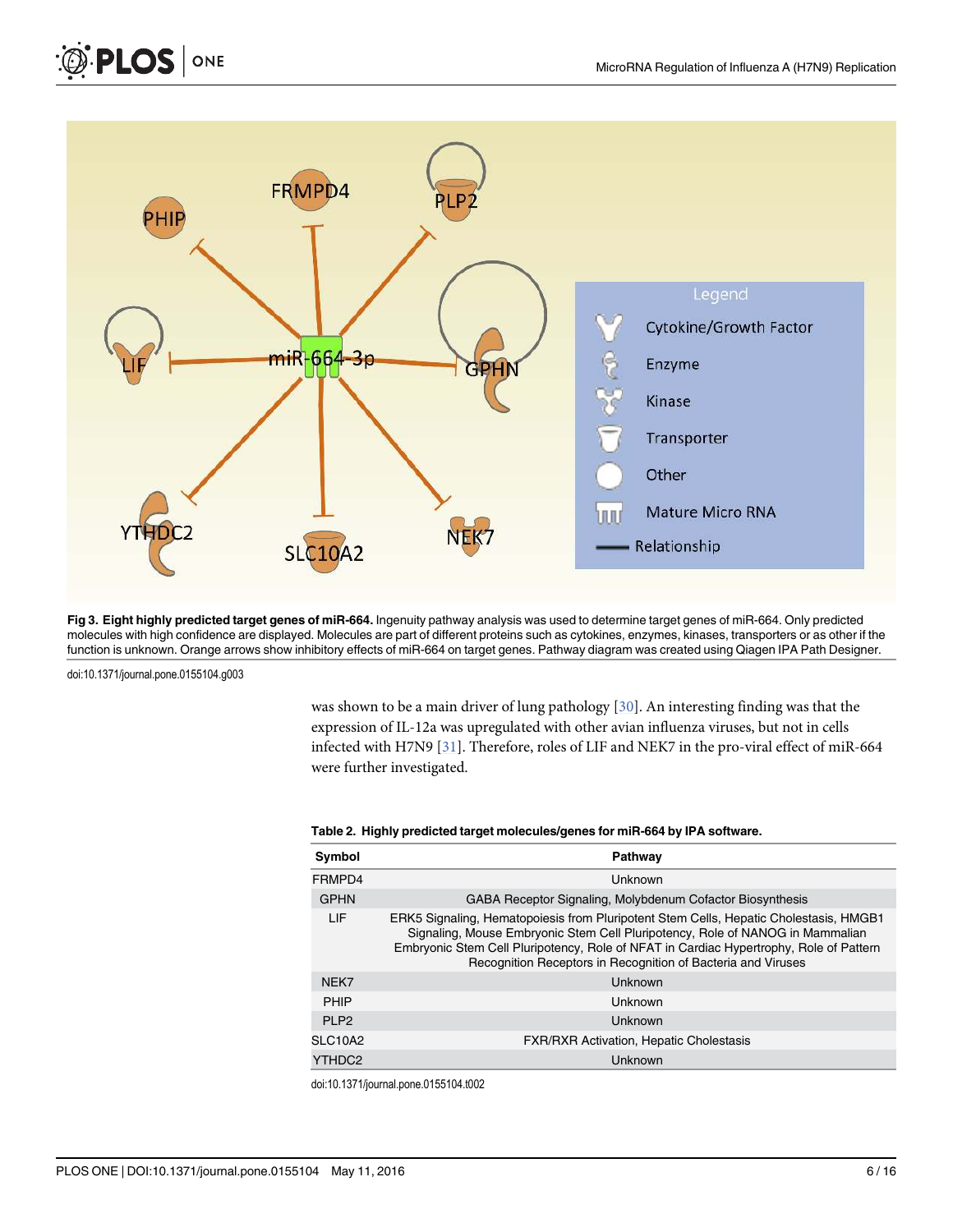**Fig 3. Eight highly predicted target genes of miR-664.** Ingenuity pathway analysis was used to determine target genes of miR-664. Only predicted molecules with high confidence are displayed. Molecules are part of different proteins such as cytokines, enzymes, kinases, transporters or as other if the function is unknown. Orange arrows show inhibitory effects of miR-664 on target genes. Pathway diagram was created using Qiagen IPA Path Designer.

doi:10.1371/journal.pone.0155104.g003

was shown to be a main driver of lung pathology [30]. An interesting finding was that the expression of IL-12a was upregulated with other avian influenza viruses, but not in cells infected with H7N9 [31]. Therefore, roles of LIF and NEK7 in the pro-viral effect of miR-664 were further investigated.

**Table 2. Highly predicted target molecules/genes for miR-664 by IPA software.**

| Symbol | Pathway |
| --- | --- |
| FRMPD4 | Unknown |
| GPHN | GABA Receptor Signaling, Molybdenum Cofactor Biosynthesis |
| LIF | ERK5 Signaling, Hematopoiesis from Pluripotent Stem Cells, Hepatic Cholestasis, HMGB1 Signaling, Mouse Embryonic Stem Cell Pluripotency, Role of NANOG in Mammalian Embryonic Stem Cell Pluripotency, Role of NFAT in Cardiac Hypertrophy, Role of Pattern Recognition Receptors in Recognition of Bacteria and Viruses |
| NEK7 | Unknown |
| PHIP | Unknown |
| PLP2 | Unknown |
| SLC10A2 | FXR/RXR Activation, Hepatic Cholestasis |
| YTHDC2 | Unknown |

doi:10.1371/journal.pone.0155104.t002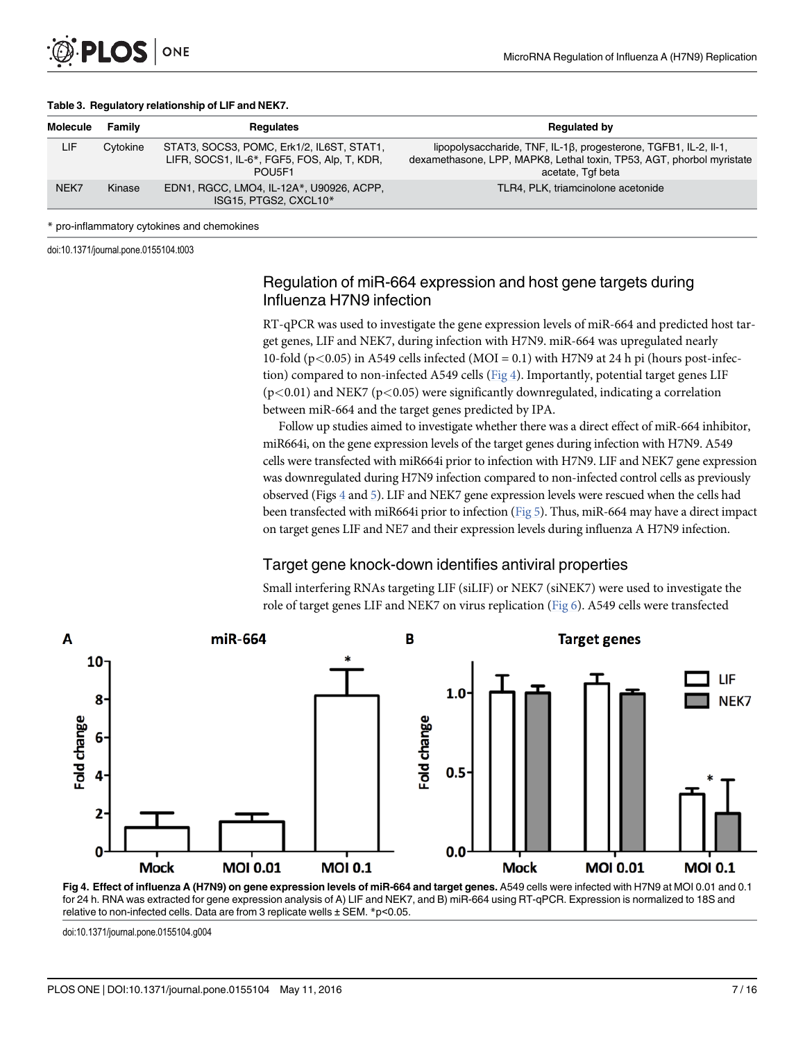**Table 3. Regulatory relationship of LIF and NEK7.**

| Molecule | Family | Regulates | Regulated by |
|---|---|---|---|
| LIF | Cytokine | STAT3, SOCS3, POMC, Erk1/2, IL6ST, STAT1, LIFR, SOCS1, IL-6*, FGF5, FOS, Alp, T, KDR, POU5F1 | lipopolysaccharide, TNF, IL-1β, progesterone, TGFB1, IL-2, Il-1, dexamethasone, LPP, MAPK8, Lethal toxin, TP53, AGT, phorbol myristate acetate, Tgf beta |
| NEK7 | Kinase | EDN1, RGCC, LMO4, IL-12A*, U90926, ACPP, ISG15, PTGS2, CXCL10* | TLR4, PLK, triamcinolone acetonide |

* pro-inflammatory cytokines and chemokines

doi:10.1371/journal.pone.0155104.t003

## Regulation of miR-664 expression and host gene targets during Influenza H7N9 infection

RT-qPCR was used to investigate the gene expression levels of miR-664 and predicted host target genes, LIF and NEK7, during infection with H7N9. miR-664 was upregulated nearly 10-fold ($p<0.05$) in A549 cells infected (MOI = 0.1) with H7N9 at 24 h pi (hours post-infection) compared to non-infected A549 cells (Fig 4). Importantly, potential target genes LIF ($p<0.01$) and NEK7 ($p<0.05$) were significantly downregulated, indicating a correlation between miR-664 and the target genes predicted by IPA.

Follow up studies aimed to investigate whether there was a direct effect of miR-664 inhibitor, miR664i, on the gene expression levels of the target genes during infection with H7N9. A549 cells were transfected with miR664i prior to infection with H7N9. LIF and NEK7 gene expression was downregulated during H7N9 infection compared to non-infected control cells as previously observed (Figs 4 and 5). LIF and NEK7 gene expression levels were rescued when the cells had been transfected with miR664i prior to infection (Fig 5). Thus, miR-664 may have a direct impact on target genes LIF and NE7 and their expression levels during influenza A H7N9 infection.

## Target gene knock-down identifies antiviral properties

Small interfering RNAs targeting LIF (siLIF) or NEK7 (siNEK7) were used to investigate the role of target genes LIF and NEK7 on virus replication (Fig 6). A549 cells were transfected

**Fig 4. Effect of influenza A (H7N9) on gene expression levels of miR-664 and target genes.** A549 cells were infected with H7N9 at MOI 0.01 and 0.1 for 24 h. RNA was extracted for gene expression analysis of A) LIF and NEK7, and B) miR-664 using RT-qPCR. Expression is normalized to 18S and relative to non-infected cells. Data are from 3 replicate wells ± SEM. *p<0.05.

doi:10.1371/journal.pone.0155104.g004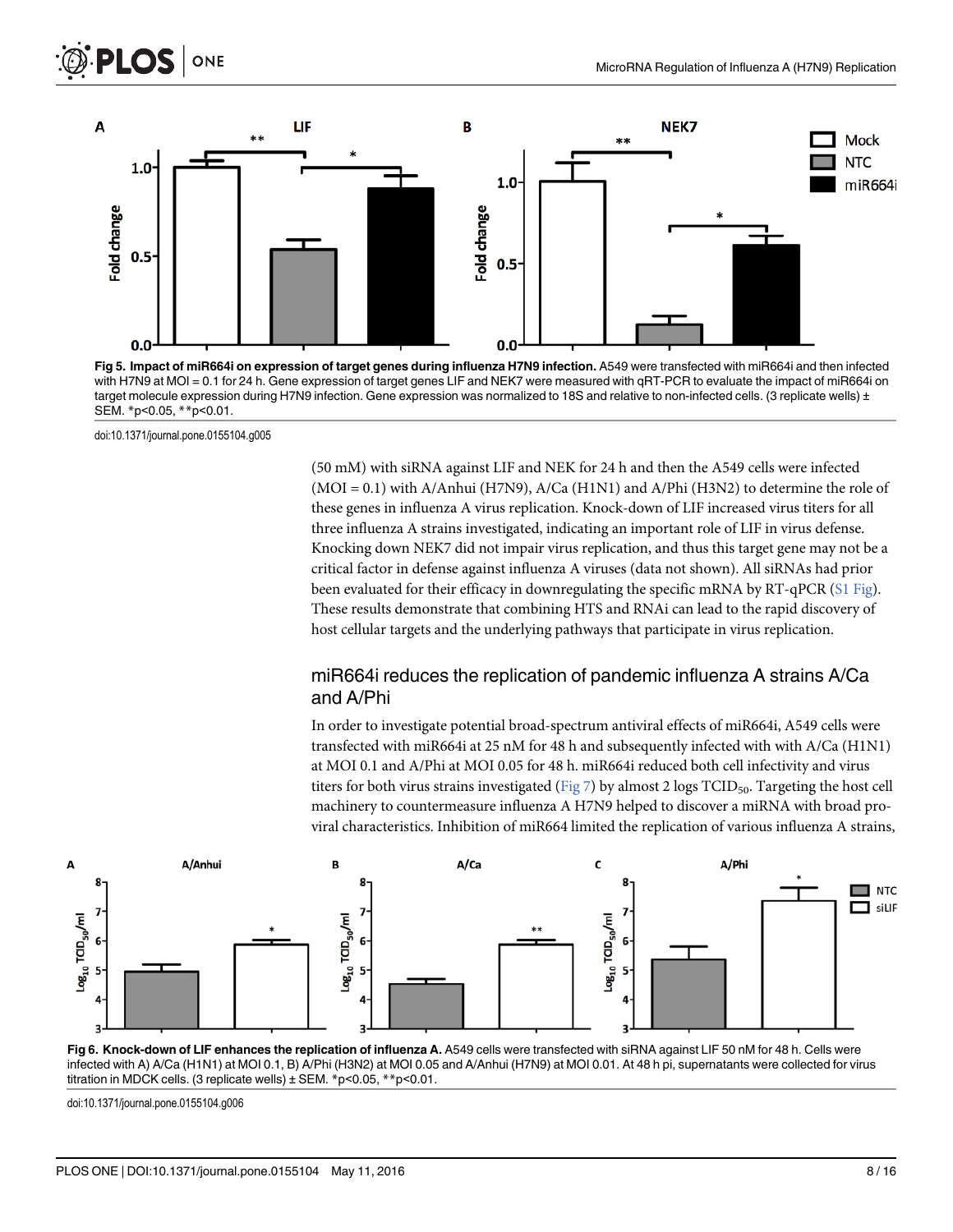**Fig 5. Impact of miR664i on expression of target genes during influenza H7N9 infection.** A549 were transfected with miR664i and then infected with H7N9 at MOI = 0.1 for 24 h. Gene expression of target genes LIF and NEK7 were measured with qRT-PCR to evaluate the impact of miR664i on target molecule expression during H7N9 infection. Gene expression was normalized to 18S and relative to non-infected cells. (3 replicate wells) ± SEM. *p<0.05, **p<0.01.

doi:10.1371/journal.pone.0155104.g005

(50 mM) with siRNA against LIF and NEK for 24 h and then the A549 cells were infected (MOI = 0.1) with A/Anhui (H7N9), A/Ca (H1N1) and A/Phi (H3N2) to determine the role of these genes in influenza A virus replication. Knock-down of LIF increased virus titers for all three influenza A strains investigated, indicating an important role of LIF in virus defense. Knocking down NEK7 did not impair virus replication, and thus this target gene may not be a critical factor in defense against influenza A viruses (data not shown). All siRNAs had prior been evaluated for their efficacy in downregulating the specific mRNA by RT-qPCR (S1 Fig). These results demonstrate that combining HTS and RNAi can lead to the rapid discovery of host cellular targets and the underlying pathways that participate in virus replication.

## miR664i reduces the replication of pandemic influenza A strains A/Ca and A/Phi

In order to investigate potential broad-spectrum antiviral effects of miR664i, A549 cells were transfected with miR664i at 25 nM for 48 h and subsequently infected with with A/Ca (H1N1) at MOI 0.1 and A/Phi at MOI 0.05 for 48 h. miR664i reduced both cell infectivity and virus titers for both virus strains investigated (Fig 7) by almost 2 logs $TCID_{50}$. Targeting the host cell machinery to countermeasure influenza A H7N9 helped to discover a miRNA with broad pro-viral characteristics. Inhibition of miR664 limited the replication of various influenza A strains,

**Fig 6. Knock-down of LIF enhances the replication of influenza A.** A549 cells were transfected with siRNA against LIF 50 nM for 48 h. Cells were infected with A) A/Ca (H1N1) at MOI 0.1, B) A/Phi (H3N2) at MOI 0.05 and A/Anhui (H7N9) at MOI 0.01. At 48 h pi, supernatants were collected for virus titration in MDCK cells. (3 replicate wells) ± SEM. *p<0.05, **p<0.01.

doi:10.1371/journal.pone.0155104.g006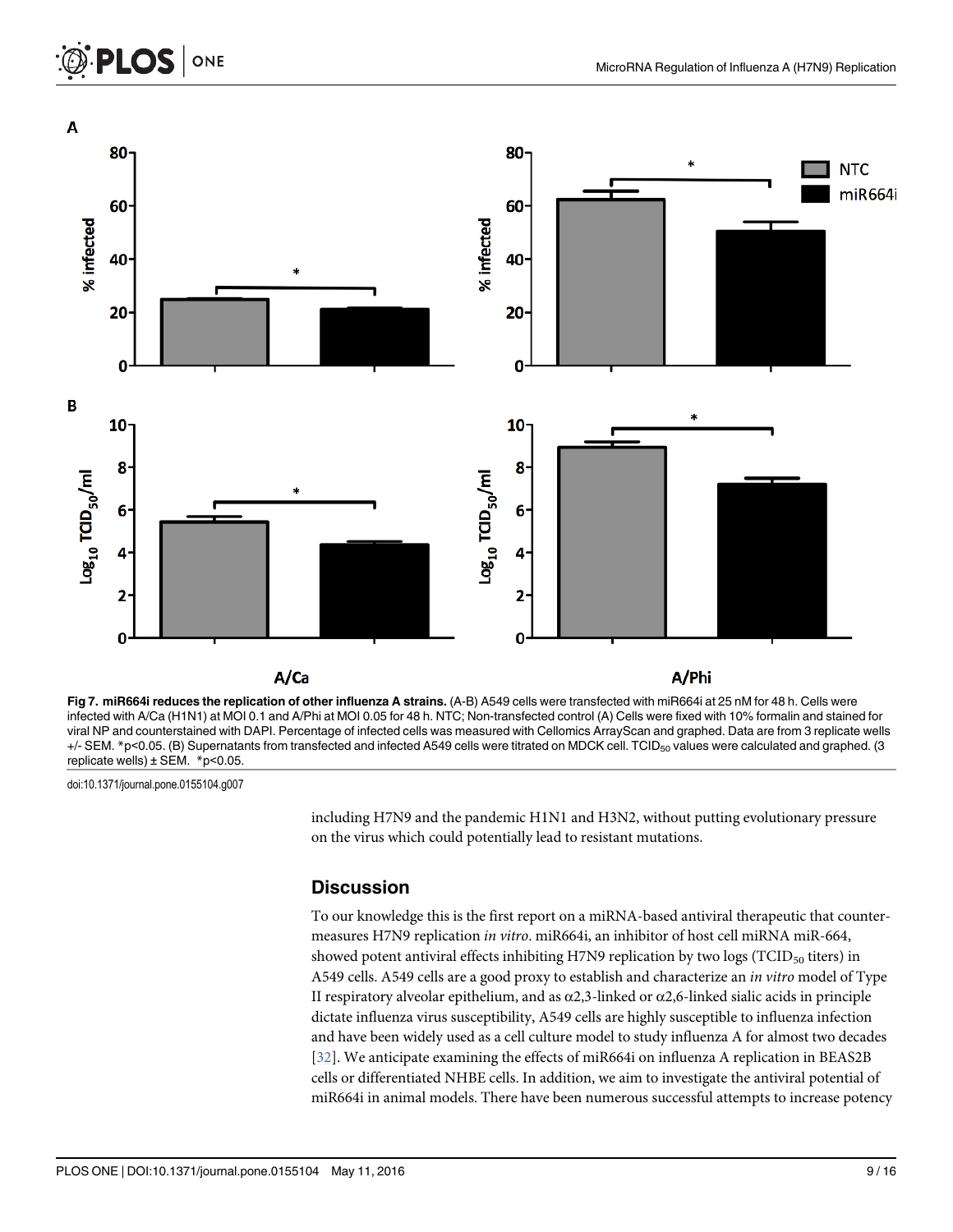**Fig 7. miR664i reduces the replication of other influenza A strains.** (A-B) A549 cells were transfected with miR664i at 25 nM for 48 h. Cells were infected with A/Ca (H1N1) at MOI 0.1 and A/Phi at MOI 0.05 for 48 h. NTC; Non-transfected control (A) Cells were fixed with 10% formalin and stained for viral NP and counterstained with DAPI. Percentage of infected cells was measured with Cellomics ArrayScan and graphed. Data are from 3 replicate wells +/- SEM. *p<0.05. (B) Supernatants from transfected and infected A549 cells were titrated on MDCK cell. $TCID_{50}$ values were calculated and graphed. (3 replicate wells) ± SEM. *p<0.05.

doi:10.1371/journal.pone.0155104.g007

including H7N9 and the pandemic H1N1 and H3N2, without putting evolutionary pressure on the virus which could potentially lead to resistant mutations.

## Discussion

To our knowledge this is the first report on a miRNA-based antiviral therapeutic that countermeasures H7N9 replication *in vitro*. miR664i, an inhibitor of host cell miRNA miR-664, showed potent antiviral effects inhibiting H7N9 replication by two logs ($TCID_{50}$ titers) in A549 cells. A549 cells are a good proxy to establish and characterize an *in vitro* model of Type II respiratory alveolar epithelium, and as α2,3-linked or α2,6-linked sialic acids in principle dictate influenza virus susceptibility, A549 cells are highly susceptible to influenza infection and have been widely used as a cell culture model to study influenza A for almost two decades [32]. We anticipate examining the effects of miR664i on influenza A replication in BEAS2B cells or differentiated NHBE cells. In addition, we aim to investigate the antiviral potential of miR664i in animal models. There have been numerous successful attempts to increase potency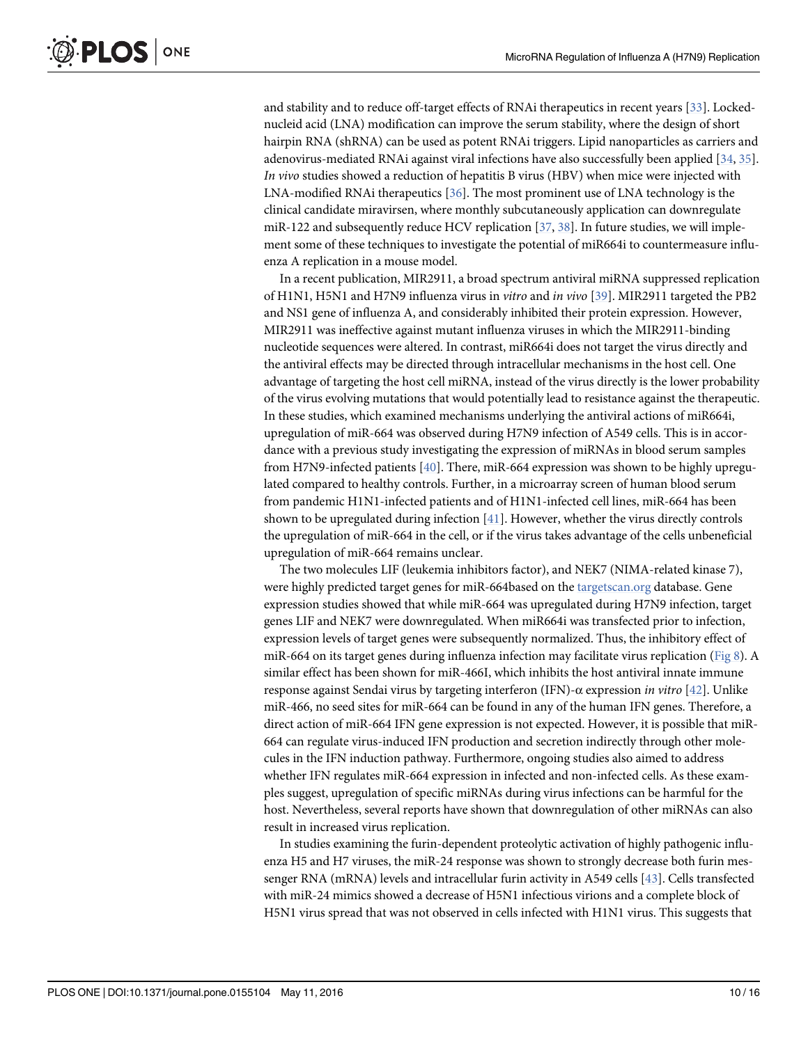and stability and to reduce off-target effects of RNAi therapeutics in recent years [33]. Locked-nucleid acid (LNA) modification can improve the serum stability, where the design of short hairpin RNA (shRNA) can be used as potent RNAi triggers. Lipid nanoparticles as carriers and adenovirus-mediated RNAi against viral infections have also successfully been applied [34, 35]. *In vivo* studies showed a reduction of hepatitis B virus (HBV) when mice were injected with LNA-modified RNAi therapeutics [36]. The most prominent use of LNA technology is the clinical candidate miravirsen, where monthly subcutaneously application can downregulate miR-122 and subsequently reduce HCV replication [37, 38]. In future studies, we will implement some of these techniques to investigate the potential of miR664i to countermeasure influenza A replication in a mouse model.

In a recent publication, MIR2911, a broad spectrum antiviral miRNA suppressed replication of H1N1, H5N1 and H7N9 influenza virus in *vitro* and *in vivo* [39]. MIR2911 targeted the PB2 and NS1 gene of influenza A, and considerably inhibited their protein expression. However, MIR2911 was ineffective against mutant influenza viruses in which the MIR2911-binding nucleotide sequences were altered. In contrast, miR664i does not target the virus directly and the antiviral effects may be directed through intracellular mechanisms in the host cell. One advantage of targeting the host cell miRNA, instead of the virus directly is the lower probability of the virus evolving mutations that would potentially lead to resistance against the therapeutic. In these studies, which examined mechanisms underlying the antiviral actions of miR664i, upregulation of miR-664 was observed during H7N9 infection of A549 cells. This is in accordance with a previous study investigating the expression of miRNAs in blood serum samples from H7N9-infected patients [40]. There, miR-664 expression was shown to be highly upregulated compared to healthy controls. Further, in a microarray screen of human blood serum from pandemic H1N1-infected patients and of H1N1-infected cell lines, miR-664 has been shown to be upregulated during infection [41]. However, whether the virus directly controls the upregulation of miR-664 in the cell, or if the virus takes advantage of the cells unbeneficial upregulation of miR-664 remains unclear.

The two molecules LIF (leukemia inhibitors factor), and NEK7 (NIMA-related kinase 7), were highly predicted target genes for miR-664based on the targetscan.org database. Gene expression studies showed that while miR-664 was upregulated during H7N9 infection, target genes LIF and NEK7 were downregulated. When miR664i was transfected prior to infection, expression levels of target genes were subsequently normalized. Thus, the inhibitory effect of miR-664 on its target genes during influenza infection may facilitate virus replication (Fig 8). A similar effect has been shown for miR-466I, which inhibits the host antiviral innate immune response against Sendai virus by targeting interferon (IFN)-α expression *in vitro* [42]. Unlike miR-466, no seed sites for miR-664 can be found in any of the human IFN genes. Therefore, a direct action of miR-664 IFN gene expression is not expected. However, it is possible that miR-664 can regulate virus-induced IFN production and secretion indirectly through other molecules in the IFN induction pathway. Furthermore, ongoing studies also aimed to address whether IFN regulates miR-664 expression in infected and non-infected cells. As these examples suggest, upregulation of specific miRNAs during virus infections can be harmful for the host. Nevertheless, several reports have shown that downregulation of other miRNAs can also result in increased virus replication.

In studies examining the furin-dependent proteolytic activation of highly pathogenic influenza H5 and H7 viruses, the miR-24 response was shown to strongly decrease both furin messenger RNA (mRNA) levels and intracellular furin activity in A549 cells [43]. Cells transfected with miR-24 mimics showed a decrease of H5N1 infectious virions and a complete block of H5N1 virus spread that was not observed in cells infected with H1N1 virus. This suggests that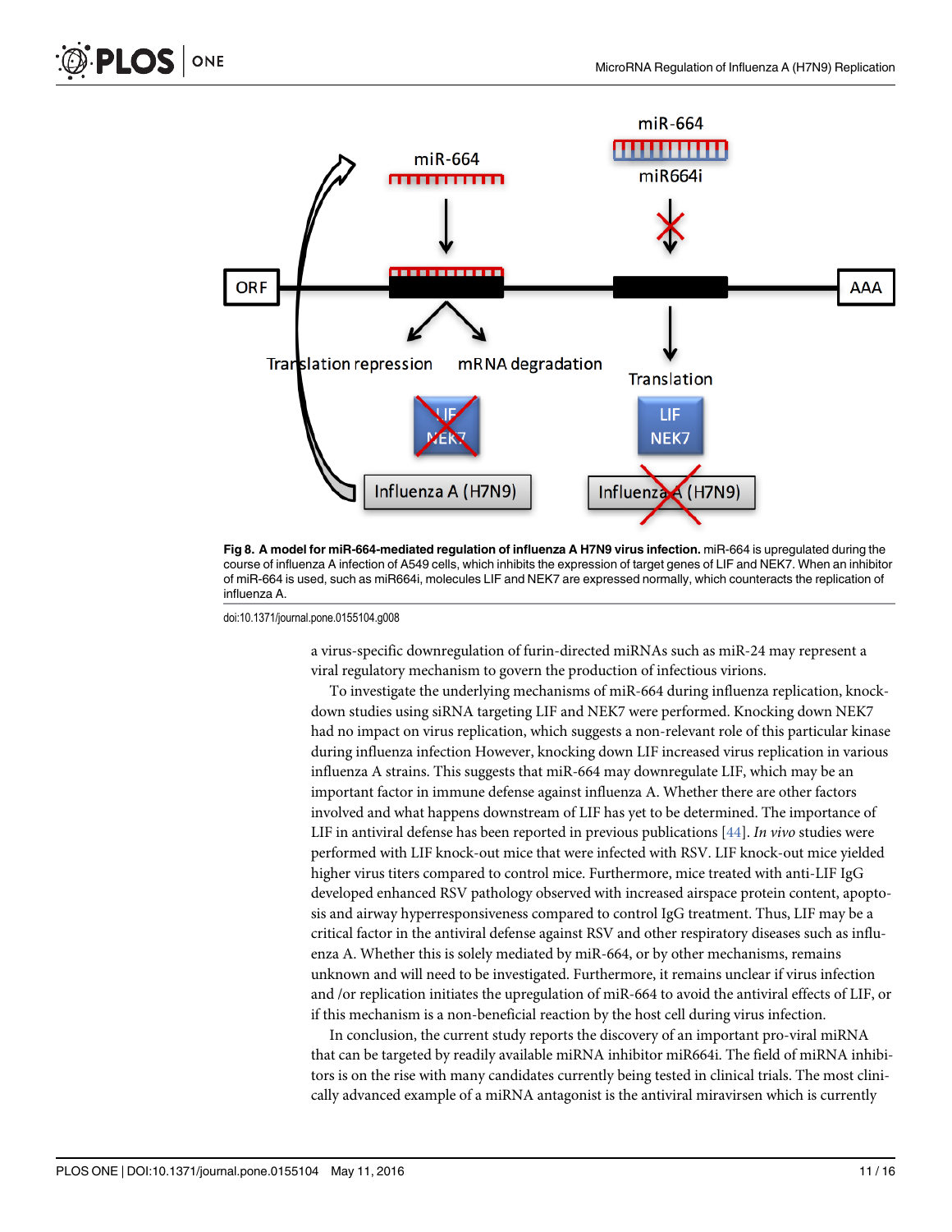**Fig 8. A model for miR-664-mediated regulation of influenza A H7N9 virus infection.** miR-664 is upregulated during the course of influenza A infection of A549 cells, which inhibits the expression of target genes of LIF and NEK7. When an inhibitor of miR-664 is used, such as miR664i, molecules LIF and NEK7 are expressed normally, which counteracts the replication of influenza A.

doi:10.1371/journal.pone.0155104.g008

a virus-specific downregulation of furin-directed miRNAs such as miR-24 may represent a viral regulatory mechanism to govern the production of infectious virions.

To investigate the underlying mechanisms of miR-664 during influenza replication, knockdown studies using siRNA targeting LIF and NEK7 were performed. Knocking down NEK7 had no impact on virus replication, which suggests a non-relevant role of this particular kinase during influenza infection However, knocking down LIF increased virus replication in various influenza A strains. This suggests that miR-664 may downregulate LIF, which may be an important factor in immune defense against influenza A. Whether there are other factors involved and what happens downstream of LIF has yet to be determined. The importance of LIF in antiviral defense has been reported in previous publications [44]. *In vivo* studies were performed with LIF knock-out mice that were infected with RSV. LIF knock-out mice yielded higher virus titers compared to control mice. Furthermore, mice treated with anti-LIF IgG developed enhanced RSV pathology observed with increased airspace protein content, apoptosis and airway hyperresponsiveness compared to control IgG treatment. Thus, LIF may be a critical factor in the antiviral defense against RSV and other respiratory diseases such as influenza A. Whether this is solely mediated by miR-664, or by other mechanisms, remains unknown and will need to be investigated. Furthermore, it remains unclear if virus infection and /or replication initiates the upregulation of miR-664 to avoid the antiviral effects of LIF, or if this mechanism is a non-beneficial reaction by the host cell during virus infection.

In conclusion, the current study reports the discovery of an important pro-viral miRNA that can be targeted by readily available miRNA inhibitor miR664i. The field of miRNA inhibitors is on the rise with many candidates currently being tested in clinical trials. The most clinically advanced example of a miRNA antagonist is the antiviral miravirsen which is currently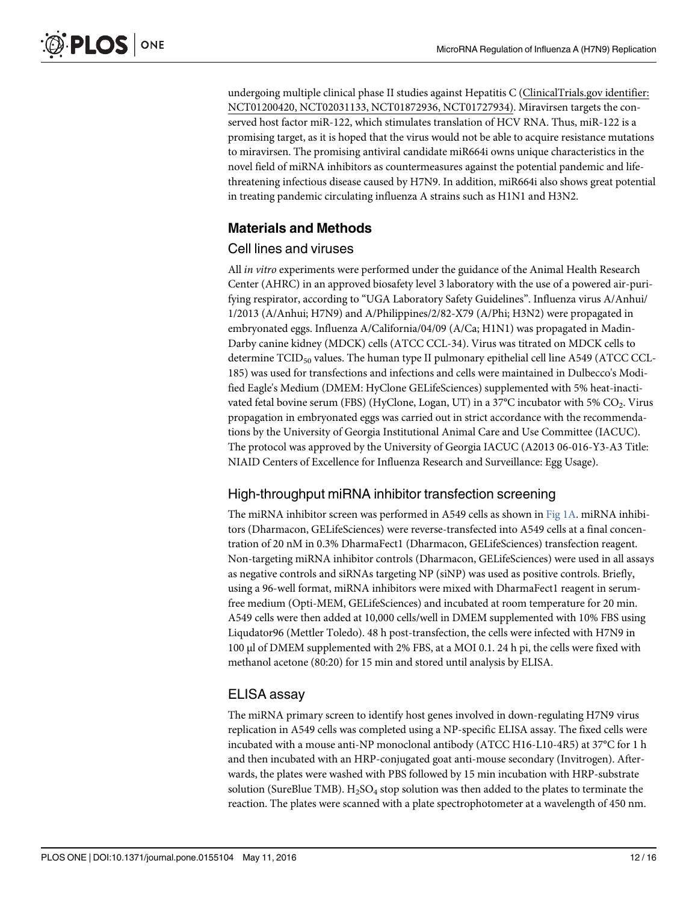undergoing multiple clinical phase II studies against Hepatitis C (ClinicalTrials.gov identifier: NCT01200420, NCT02031133, NCT01872936, NCT01727934). Miravirsen targets the conserved host factor miR-122, which stimulates translation of HCV RNA. Thus, miR-122 is a promising target, as it is hoped that the virus would not be able to acquire resistance mutations to miravirsen. The promising antiviral candidate miR664i owns unique characteristics in the novel field of miRNA inhibitors as countermeasures against the potential pandemic and life-threatening infectious disease caused by H7N9. In addition, miR664i also shows great potential in treating pandemic circulating influenza A strains such as H1N1 and H3N2.

## Materials and Methods

### Cell lines and viruses

All *in vitro* experiments were performed under the guidance of the Animal Health Research Center (AHRC) in an approved biosafety level 3 laboratory with the use of a powered air-purifying respirator, according to "UGA Laboratory Safety Guidelines". Influenza virus A/Anhui/1/2013 (A/Anhui; H7N9) and A/Philippines/2/82-X79 (A/Phi; H3N2) were propagated in embryonated eggs. Influenza A/California/04/09 (A/Ca; H1N1) was propagated in Madin-Darby canine kidney (MDCK) cells (ATCC CCL-34). Virus was titrated on MDCK cells to determine $TCID_{50}$ values. The human type II pulmonary epithelial cell line A549 (ATCC CCL-185) was used for transfections and infections and cells were maintained in Dulbecco's Modified Eagle's Medium (DMEM: HyClone GELifeSciences) supplemented with 5% heat-inactivated fetal bovine serum (FBS) (HyClone, Logan, UT) in a 37°C incubator with 5% $CO_2$. Virus propagation in embryonated eggs was carried out in strict accordance with the recommendations by the University of Georgia Institutional Animal Care and Use Committee (IACUC). The protocol was approved by the University of Georgia IACUC (A2013 06-016-Y3-A3 Title: NIAID Centers of Excellence for Influenza Research and Surveillance: Egg Usage).

### High-throughput miRNA inhibitor transfection screening

The miRNA inhibitor screen was performed in A549 cells as shown in Fig 1A. miRNA inhibitors (Dharmacon, GELifeSciences) were reverse-transfected into A549 cells at a final concentration of 20 nM in 0.3% DharmaFect1 (Dharmacon, GELifeSciences) transfection reagent. Non-targeting miRNA inhibitor controls (Dharmacon, GELifeSciences) were used in all assays as negative controls and siRNAs targeting NP (siNP) was used as positive controls. Briefly, using a 96-well format, miRNA inhibitors were mixed with DharmaFect1 reagent in serum-free medium (Opti-MEM, GELifeSciences) and incubated at room temperature for 20 min. A549 cells were then added at 10,000 cells/well in DMEM supplemented with 10% FBS using Liqudator96 (Mettler Toledo). 48 h post-transfection, the cells were infected with H7N9 in 100 μl of DMEM supplemented with 2% FBS, at a MOI 0.1. 24 h pi, the cells were fixed with methanol acetone (80:20) for 15 min and stored until analysis by ELISA.

### ELISA assay

The miRNA primary screen to identify host genes involved in down-regulating H7N9 virus replication in A549 cells was completed using a NP-specific ELISA assay. The fixed cells were incubated with a mouse anti-NP monoclonal antibody (ATCC H16-L10-4R5) at 37°C for 1 h and then incubated with an HRP-conjugated goat anti-mouse secondary (Invitrogen). Afterwards, the plates were washed with PBS followed by 15 min incubation with HRP-substrate solution (SureBlue TMB). $H_2SO_4$ stop solution was then added to the plates to terminate the reaction. The plates were scanned with a plate spectrophotometer at a wavelength of 450 nm.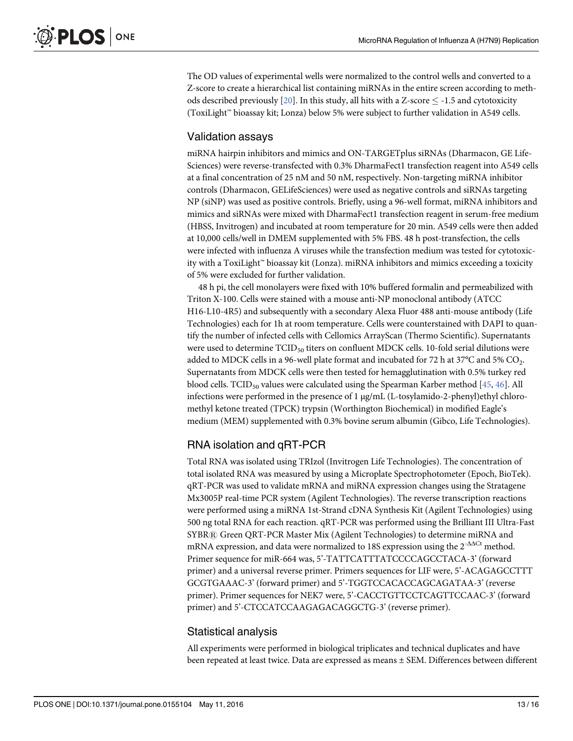The OD values of experimental wells were normalized to the control wells and converted to a Z-score to create a hierarchical list containing miRNAs in the entire screen according to methods described previously [20]. In this study, all hits with a Z-score ≤ -1.5 and cytotoxicity (ToxiLight™ bioassay kit; Lonza) below 5% were subject to further validation in A549 cells.

## Validation assays

miRNA hairpin inhibitors and mimics and ON-TARGETplus siRNAs (Dharmacon, GE Life-Sciences) were reverse-transfected with 0.3% DharmaFect1 transfection reagent into A549 cells at a final concentration of 25 nM and 50 nM, respectively. Non-targeting miRNA inhibitor controls (Dharmacon, GELifeSciences) were used as negative controls and siRNAs targeting NP (siNP) was used as positive controls. Briefly, using a 96-well format, miRNA inhibitors and mimics and siRNAs were mixed with DharmaFect1 transfection reagent in serum-free medium (HBSS, Invitrogen) and incubated at room temperature for 20 min. A549 cells were then added at 10,000 cells/well in DMEM supplemented with 5% FBS. 48 h post-transfection, the cells were infected with influenza A viruses while the transfection medium was tested for cytotoxicity with a ToxiLight™ bioassay kit (Lonza). miRNA inhibitors and mimics exceeding a toxicity of 5% were excluded for further validation.

48 h pi, the cell monolayers were fixed with 10% buffered formalin and permeabilized with Triton X-100. Cells were stained with a mouse anti-NP monoclonal antibody (ATCC H16-L10-4R5) and subsequently with a secondary Alexa Fluor 488 anti-mouse antibody (Life Technologies) each for 1h at room temperature. Cells were counterstained with DAPI to quantify the number of infected cells with Cellomics ArrayScan (Thermo Scientific). Supernatants were used to determine $TCID_{50}$ titers on confluent MDCK cells. 10-fold serial dilutions were added to MDCK cells in a 96-well plate format and incubated for 72 h at 37°C and 5% $CO_2$. Supernatants from MDCK cells were then tested for hemagglutination with 0.5% turkey red blood cells. $TCID_{50}$ values were calculated using the Spearman Karber method [45, 46]. All infections were performed in the presence of 1 μg/mL (L-tosylamido-2-phenyl)ethyl chloromethyl ketone treated (TPCK) trypsin (Worthington Biochemical) in modified Eagle's medium (MEM) supplemented with 0.3% bovine serum albumin (Gibco, Life Technologies).

## RNA isolation and qRT-PCR

Total RNA was isolated using TRIzol (Invitrogen Life Technologies). The concentration of total isolated RNA was measured by using a Microplate Spectrophotometer (Epoch, BioTek). qRT-PCR was used to validate mRNA and miRNA expression changes using the Stratagene Mx3005P real-time PCR system (Agilent Technologies). The reverse transcription reactions were performed using a miRNA 1st-Strand cDNA Synthesis Kit (Agilent Technologies) using 500 ng total RNA for each reaction. qRT-PCR was performed using the Brilliant III Ultra-Fast SYBR® Green QRT-PCR Master Mix (Agilent Technologies) to determine miRNA and mRNA expression, and data were normalized to 18S expression using the $2^{-\Delta\Delta Ct}$ method. Primer sequence for miR-664 was, 5'-TATTCATTTATCCCCAGCCTACA-3' (forward primer) and a universal reverse primer. Primers sequences for LIF were, 5'-ACAGAGCCTTT GCGTGAAAC-3' (forward primer) and 5'-TGGTCCACACCAGCAGATAA-3' (reverse primer). Primer sequences for NEK7 were, 5'-CACCTGTTCCTCAGTTCCAAC-3' (forward primer) and 5'-CTCCATCCAAGAGACAGGCTG-3' (reverse primer).

## Statistical analysis

All experiments were performed in biological triplicates and technical duplicates and have been repeated at least twice. Data are expressed as means ± SEM. Differences between different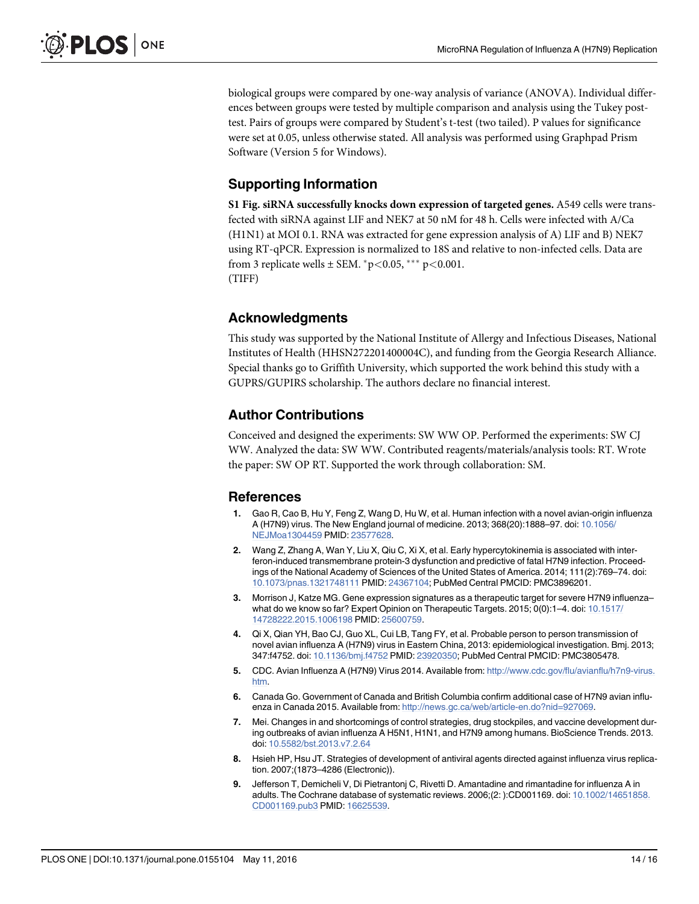biological groups were compared by one-way analysis of variance (ANOVA). Individual differences between groups were tested by multiple comparison and analysis using the Tukey post-test. Pairs of groups were compared by Student's t-test (two tailed). P values for significance were set at 0.05, unless otherwise stated. All analysis was performed using Graphpad Prism Software (Version 5 for Windows).

## Supporting Information

**S1 Fig. siRNA successfully knocks down expression of targeted genes.** A549 cells were transfected with siRNA against LIF and NEK7 at 50 nM for 48 h. Cells were infected with A/Ca (H1N1) at MOI 0.1. RNA was extracted for gene expression analysis of A) LIF and B) NEK7 using RT-qPCR. Expression is normalized to 18S and relative to non-infected cells. Data are from 3 replicate wells ± SEM. $^{*}p<0.05$, $^{***}p<0.001$.
(TIFF)

## Acknowledgments

This study was supported by the National Institute of Allergy and Infectious Diseases, National Institutes of Health (HHSN272201400004C), and funding from the Georgia Research Alliance. Special thanks go to Griffith University, which supported the work behind this study with a GUPRS/GUPIRS scholarship. The authors declare no financial interest.

## Author Contributions

Conceived and designed the experiments: SW WW OP. Performed the experiments: SW CJ WW. Analyzed the data: SW WW. Contributed reagents/materials/analysis tools: RT. Wrote the paper: SW OP RT. Supported the work through collaboration: SM.

## References

1. Gao R, Cao B, Hu Y, Feng Z, Wang D, Hu W, et al. Human infection with a novel avian-origin influenza A (H7N9) virus. The New England journal of medicine. 2013; 368(20):1888–97. doi: 10.1056/NEJMoa1304459 PMID: 23577628.
2. Wang Z, Zhang A, Wan Y, Liu X, Qiu C, Xi X, et al. Early hypercytokinemia is associated with interferon-induced transmembrane protein-3 dysfunction and predictive of fatal H7N9 infection. Proceedings of the National Academy of Sciences of the United States of America. 2014; 111(2):769–74. doi: 10.1073/pnas.1321748111 PMID: 24367104; PubMed Central PMCID: PMC3896201.
3. Morrison J, Katze MG. Gene expression signatures as a therapeutic target for severe H7N9 influenza–what do we know so far? Expert Opinion on Therapeutic Targets. 2015; 0(0):1–4. doi: 10.1517/14728222.2015.1006198 PMID: 25600759.
4. Qi X, Qian YH, Bao CJ, Guo XL, Cui LB, Tang FY, et al. Probable person to person transmission of novel avian influenza A (H7N9) virus in Eastern China, 2013: epidemiological investigation. Bmj. 2013; 347:f4752. doi: 10.1136/bmj.f4752 PMID: 23920350; PubMed Central PMCID: PMC3805478.
5. CDC. Avian Influenza A (H7N9) Virus 2014. Available from: http://www.cdc.gov/flu/avianflu/h7n9-virus.htm.
6. Canada Go. Government of Canada and British Columbia confirm additional case of H7N9 avian influenza in Canada 2015. Available from: http://news.gc.ca/web/article-en.do?nid=927069.
7. Mei. Changes in and shortcomings of control strategies, drug stockpiles, and vaccine development during outbreaks of avian influenza A H5N1, H1N1, and H7N9 among humans. BioScience Trends. 2013. doi: 10.5582/bst.2013.v7.2.64
8. Hsieh HP, Hsu JT. Strategies of development of antiviral agents directed against influenza virus replication. 2007;(1873–4286 (Electronic)).
9. Jefferson T, Demicheli V, Di Pietrantonj C, Rivetti D. Amantadine and rimantadine for influenza A in adults. The Cochrane database of systematic reviews. 2006;(2: ):CD001169. doi: 10.1002/14651858.CD001169.pub3 PMID: 16625539.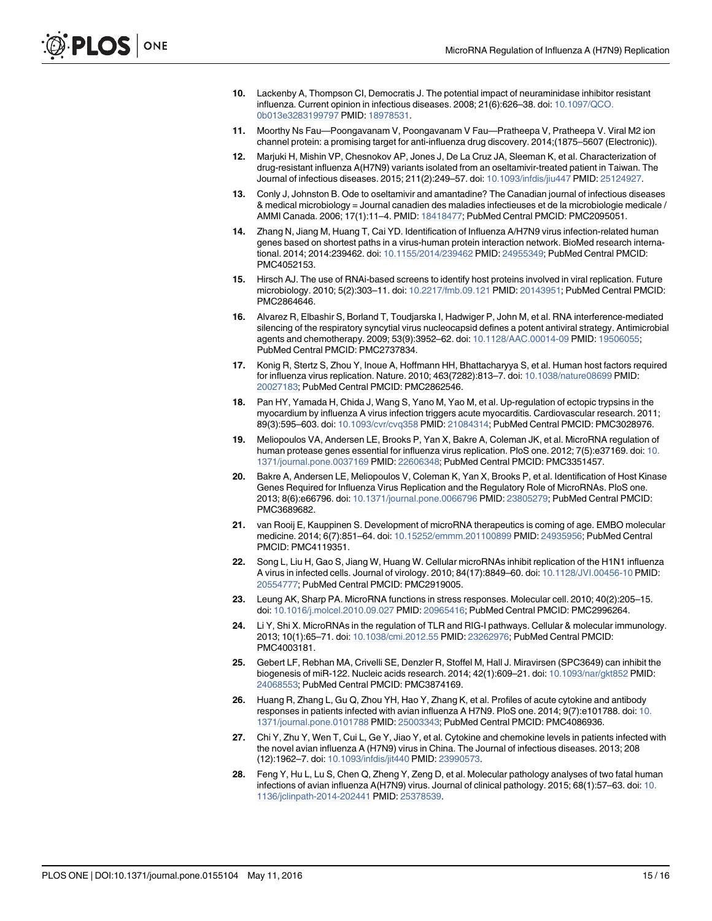10. Lackenby A, Thompson CI, Democratis J. The potential impact of neuraminidase inhibitor resistant influenza. Current opinion in infectious diseases. 2008; 21(6):626–38. doi: 10.1097/QCO.0b013e3283199797 PMID: 18978531.
11. Moorthy Ns Fau—Poongavanam V, Poongavanam V Fau—Pratheepa V, Pratheepa V. Viral M2 ion channel protein: a promising target for anti-influenza drug discovery. 2014;(1875–5607 (Electronic)).
12. Marjuki H, Mishin VP, Chesnokov AP, Jones J, De La Cruz JA, Sleeman K, et al. Characterization of drug-resistant influenza A(H7N9) variants isolated from an oseltamivir-treated patient in Taiwan. The Journal of infectious diseases. 2015; 211(2):249–57. doi: 10.1093/infdis/jiu447 PMID: 25124927.
13. Conly J, Johnston B. Ode to oseltamivir and amantadine? The Canadian journal of infectious diseases & medical microbiology = Journal canadien des maladies infectieuses et de la microbiologie medicale / AMMI Canada. 2006; 17(1):11–4. PMID: 18418477; PubMed Central PMCID: PMC2095051.
14. Zhang N, Jiang M, Huang T, Cai YD. Identification of Influenza A/H7N9 virus infection-related human genes based on shortest paths in a virus-human protein interaction network. BioMed research international. 2014; 2014:239462. doi: 10.1155/2014/239462 PMID: 24955349; PubMed Central PMCID: PMC4052153.
15. Hirsch AJ. The use of RNAi-based screens to identify host proteins involved in viral replication. Future microbiology. 2010; 5(2):303–11. doi: 10.2217/fmb.09.121 PMID: 20143951; PubMed Central PMCID: PMC2864646.
16. Alvarez R, Elbashir S, Borland T, Toudjarska I, Hadwiger P, John M, et al. RNA interference-mediated silencing of the respiratory syncytial virus nucleocapsid defines a potent antiviral strategy. Antimicrobial agents and chemotherapy. 2009; 53(9):3952–62. doi: 10.1128/AAC.00014-09 PMID: 19506055; PubMed Central PMCID: PMC2737834.
17. Konig R, Stertz S, Zhou Y, Inoue A, Hoffmann HH, Bhattacharyya S, et al. Human host factors required for influenza virus replication. Nature. 2010; 463(7282):813–7. doi: 10.1038/nature08699 PMID: 20027183; PubMed Central PMCID: PMC2862546.
18. Pan HY, Yamada H, Chida J, Wang S, Yano M, Yao M, et al. Up-regulation of ectopic trypsins in the myocardium by influenza A virus infection triggers acute myocarditis. Cardiovascular research. 2011; 89(3):595–603. doi: 10.1093/cvr/cvq358 PMID: 21084314; PubMed Central PMCID: PMC3028976.
19. Meliopoulos VA, Andersen LE, Brooks P, Yan X, Bakre A, Coleman JK, et al. MicroRNA regulation of human protease genes essential for influenza virus replication. PloS one. 2012; 7(5):e37169. doi: 10.1371/journal.pone.0037169 PMID: 22606348; PubMed Central PMCID: PMC3351457.
20. Bakre A, Andersen LE, Meliopoulos V, Coleman K, Yan X, Brooks P, et al. Identification of Host Kinase Genes Required for Influenza Virus Replication and the Regulatory Role of MicroRNAs. PloS one. 2013; 8(6):e66796. doi: 10.1371/journal.pone.0066796 PMID: 23805279; PubMed Central PMCID: PMC3689682.
21. van Rooij E, Kauppinen S. Development of microRNA therapeutics is coming of age. EMBO molecular medicine. 2014; 6(7):851–64. doi: 10.15252/emmm.201100899 PMID: 24935956; PubMed Central PMCID: PMC4119351.
22. Song L, Liu H, Gao S, Jiang W, Huang W. Cellular microRNAs inhibit replication of the H1N1 influenza A virus in infected cells. Journal of virology. 2010; 84(17):8849–60. doi: 10.1128/JVI.00456-10 PMID: 20554777; PubMed Central PMCID: PMC2919005.
23. Leung AK, Sharp PA. MicroRNA functions in stress responses. Molecular cell. 2010; 40(2):205–15. doi: 10.1016/j.molcel.2010.09.027 PMID: 20965416; PubMed Central PMCID: PMC2996264.
24. Li Y, Shi X. MicroRNAs in the regulation of TLR and RIG-I pathways. Cellular & molecular immunology. 2013; 10(1):65–71. doi: 10.1038/cmi.2012.55 PMID: 23262976; PubMed Central PMCID: PMC4003181.
25. Gebert LF, Rebhan MA, Crivelli SE, Denzler R, Stoffel M, Hall J. Miravirsen (SPC3649) can inhibit the biogenesis of miR-122. Nucleic acids research. 2014; 42(1):609–21. doi: 10.1093/nar/gkt852 PMID: 24068553; PubMed Central PMCID: PMC3874169.
26. Huang R, Zhang L, Gu Q, Zhou YH, Hao Y, Zhang K, et al. Profiles of acute cytokine and antibody responses in patients infected with avian influenza A H7N9. PloS one. 2014; 9(7):e101788. doi: 10.1371/journal.pone.0101788 PMID: 25003343; PubMed Central PMCID: PMC4086936.
27. Chi Y, Zhu Y, Wen T, Cui L, Ge Y, Jiao Y, et al. Cytokine and chemokine levels in patients infected with the novel avian influenza A (H7N9) virus in China. The Journal of infectious diseases. 2013; 208(12):1962–7. doi: 10.1093/infdis/jit440 PMID: 23990573.
28. Feng Y, Hu L, Lu S, Chen Q, Zheng Y, Zeng D, et al. Molecular pathology analyses of two fatal human infections of avian influenza A(H7N9) virus. Journal of clinical pathology. 2015; 68(1):57–63. doi: 10.1136/jclinpath-2014-202441 PMID: 25378539.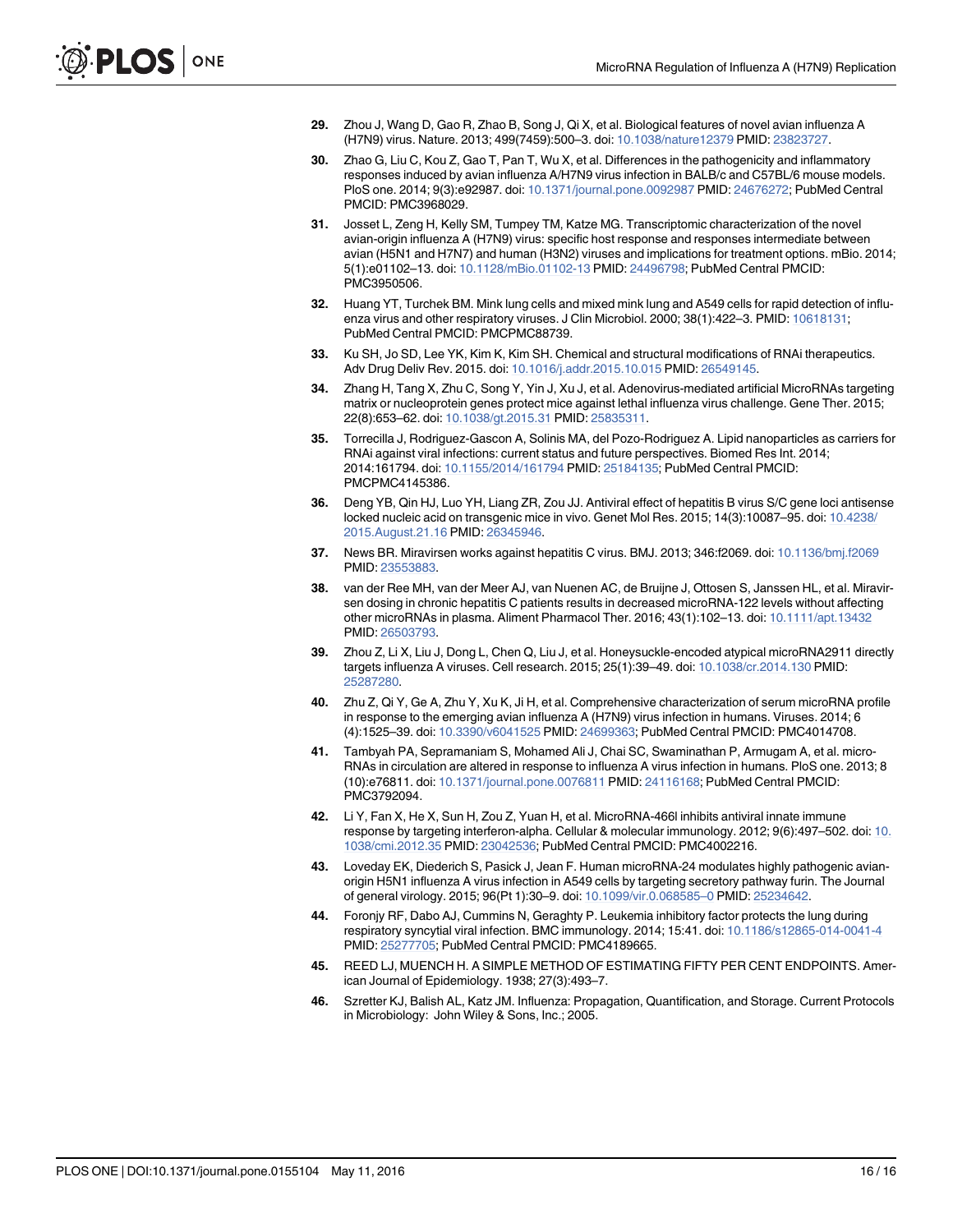29. Zhou J, Wang D, Gao R, Zhao B, Song J, Qi X, et al. Biological features of novel avian influenza A (H7N9) virus. Nature. 2013; 499(7459):500–3. doi: 10.1038/nature12379 PMID: 23823727.

30. Zhao G, Liu C, Kou Z, Gao T, Pan T, Wu X, et al. Differences in the pathogenicity and inflammatory responses induced by avian influenza A/H7N9 virus infection in BALB/c and C57BL/6 mouse models. PloS one. 2014; 9(3):e92987. doi: 10.1371/journal.pone.0092987 PMID: 24676272; PubMed Central PMCID: PMC3968029.

31. Josset L, Zeng H, Kelly SM, Tumpey TM, Katze MG. Transcriptomic characterization of the novel avian-origin influenza A (H7N9) virus: specific host response and responses intermediate between avian (H5N1 and H7N7) and human (H3N2) viruses and implications for treatment options. mBio. 2014; 5(1):e01102–13. doi: 10.1128/mBio.01102-13 PMID: 24496798; PubMed Central PMCID: PMC3950506.

32. Huang YT, Turchek BM. Mink lung cells and mixed mink lung and A549 cells for rapid detection of influenza virus and other respiratory viruses. J Clin Microbiol. 2000; 38(1):422–3. PMID: 10618131; PubMed Central PMCID: PMCPMC88739.

33. Ku SH, Jo SD, Lee YK, Kim K, Kim SH. Chemical and structural modifications of RNAi therapeutics. Adv Drug Deliv Rev. 2015. doi: 10.1016/j.addr.2015.10.015 PMID: 26549145.

34. Zhang H, Tang X, Zhu C, Song Y, Yin J, Xu J, et al. Adenovirus-mediated artificial MicroRNAs targeting matrix or nucleoprotein genes protect mice against lethal influenza virus challenge. Gene Ther. 2015; 22(8):653–62. doi: 10.1038/gt.2015.31 PMID: 25835311.

35. Torrecilla J, Rodriguez-Gascon A, Solinis MA, del Pozo-Rodriguez A. Lipid nanoparticles as carriers for RNAi against viral infections: current status and future perspectives. Biomed Res Int. 2014; 2014:161794. doi: 10.1155/2014/161794 PMID: 25184135; PubMed Central PMCID: PMCPMC4145386.

36. Deng YB, Qin HJ, Luo YH, Liang ZR, Zou JJ. Antiviral effect of hepatitis B virus S/C gene loci antisense locked nucleic acid on transgenic mice in vivo. Genet Mol Res. 2015; 14(3):10087–95. doi: 10.4238/2015.August.21.16 PMID: 26345946.

37. News BR. Miravirsen works against hepatitis C virus. BMJ. 2013; 346:f2069. doi: 10.1136/bmj.f2069 PMID: 23553883.

38. van der Ree MH, van der Meer AJ, van Nuenen AC, de Bruijne J, Ottosen S, Janssen HL, et al. Miravirsen dosing in chronic hepatitis C patients results in decreased microRNA-122 levels without affecting other microRNAs in plasma. Aliment Pharmacol Ther. 2016; 43(1):102–13. doi: 10.1111/apt.13432 PMID: 26503793.

39. Zhou Z, Li X, Liu J, Dong L, Chen Q, Liu J, et al. Honeysuckle-encoded atypical microRNA2911 directly targets influenza A viruses. Cell research. 2015; 25(1):39–49. doi: 10.1038/cr.2014.130 PMID: 25287280.

40. Zhu Z, Qi Y, Ge A, Zhu Y, Xu K, Ji H, et al. Comprehensive characterization of serum microRNA profile in response to the emerging avian influenza A (H7N9) virus infection in humans. Viruses. 2014; 6(4):1525–39. doi: 10.3390/v6041525 PMID: 24699363; PubMed Central PMCID: PMC4014708.

41. Tambyah PA, Sepramaniam S, Mohamed Ali J, Chai SC, Swaminathan P, Armugam A, et al. microRNAs in circulation are altered in response to influenza A virus infection in humans. PloS one. 2013; 8(10):e76811. doi: 10.1371/journal.pone.0076811 PMID: 24116168; PubMed Central PMCID: PMC3792094.

42. Li Y, Fan X, He X, Sun H, Zou Z, Yuan H, et al. MicroRNA-466l inhibits antiviral innate immune response by targeting interferon-alpha. Cellular & molecular immunology. 2012; 9(6):497–502. doi: 10.1038/cmi.2012.35 PMID: 23042536; PubMed Central PMCID: PMC4002216.

43. Loveday EK, Diederich S, Pasick J, Jean F. Human microRNA-24 modulates highly pathogenic avian-origin H5N1 influenza A virus infection in A549 cells by targeting secretory pathway furin. The Journal of general virology. 2015; 96(Pt 1):30–9. doi: 10.1099/vir.0.068585–0 PMID: 25234642.

44. Foronjy RF, Dabo AJ, Cummins N, Geraghty P. Leukemia inhibitory factor protects the lung during respiratory syncytial viral infection. BMC immunology. 2014; 15:41. doi: 10.1186/s12865-014-0041-4 PMID: 25277705; PubMed Central PMCID: PMC4189665.

45. REED LJ, MUENCH H. A SIMPLE METHOD OF ESTIMATING FIFTY PER CENT ENDPOINTS. American Journal of Epidemiology. 1938; 27(3):493–7.

46. Szretter KJ, Balish AL, Katz JM. Influenza: Propagation, Quantification, and Storage. Current Protocols in Microbiology: John Wiley & Sons, Inc.; 2005.